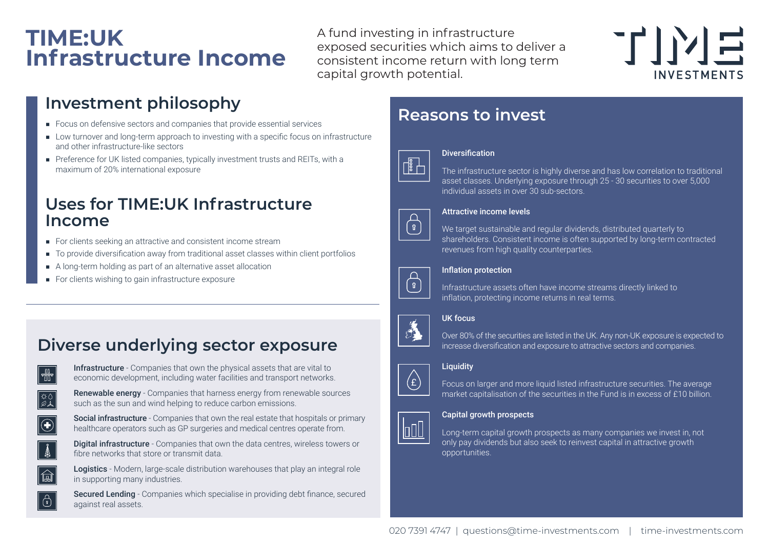# TIME:UK Infrastructure Income

A fund investing in infrastructure exposed securities which aims to deliver a consistent income return with long term capital growth potential.

TIME INVESTMENTS

## Investment philosophy

- Focus on defensive sectors and companies that provide essential services
- Low turnover and long-term approach to investing with a specific focus on infrastructure and other infrastructure-like sectors
- Preference for UK listed companies, typically investment trusts and REITs, with a maximum of 20% international exposure

## Uses for TIME:UK Infrastructure Income

- For clients seeking an attractive and consistent income stream
- To provide diversification away from traditional asset classes within client portfolios
- A long-term holding as part of an alternative asset allocation
- For clients wishing to gain infrastructure exposure

## Diverse underlying sector exposure

**Infrastructure** - Companies that own the physical assets that are vital to economic development, including water facilities and transport networks.

**Renewable energy** - Companies that harness energy from renewable sources such as the sun and wind helping to reduce carbon emissions.

**Social infrastructure** - Companies that own the real estate that hospitals or primary healthcare operators such as GP surgeries and medical centres operate from.

**Digital infrastructure** - Companies that own the data centres, wireless towers or fibre networks that store or transmit data.

**Logistics** - Modern, large-scale distribution warehouses that play an integral role in supporting many industries.

**Secured Lending** - Companies which specialise in providing debt finance, secured against real assets.

## Reasons to invest

### Diversification

The infrastructure sector is highly diverse and has low correlation to traditional asset classes. Underlying exposure through 25 - 30 securities to over 5,000 individual assets in over 30 sub-sectors.

### Attractive income levels

We target sustainable and regular dividends, distributed quarterly to shareholders. Consistent income is often supported by long-term contracted revenues from high quality counterparties.

### Inflation protection

Infrastructure assets often have income streams directly linked to inflation, protecting income returns in real terms.

### UK focus

Over 80% of the securities are listed in the UK. Any non-UK exposure is expected to increase diversification and exposure to attractive sectors and companies.

### Liquidity

Focus on larger and more liquid listed infrastructure securities. The average market capitalisation of the securities in the Fund is in excess of £10 billion.

### Capital growth prospects

Long-term capital growth prospects as many companies we invest in, not only pay dividends but also seek to reinvest capital in attractive growth opportunities.

020 7391 4747 | questions@time-investments.com | time-investments.com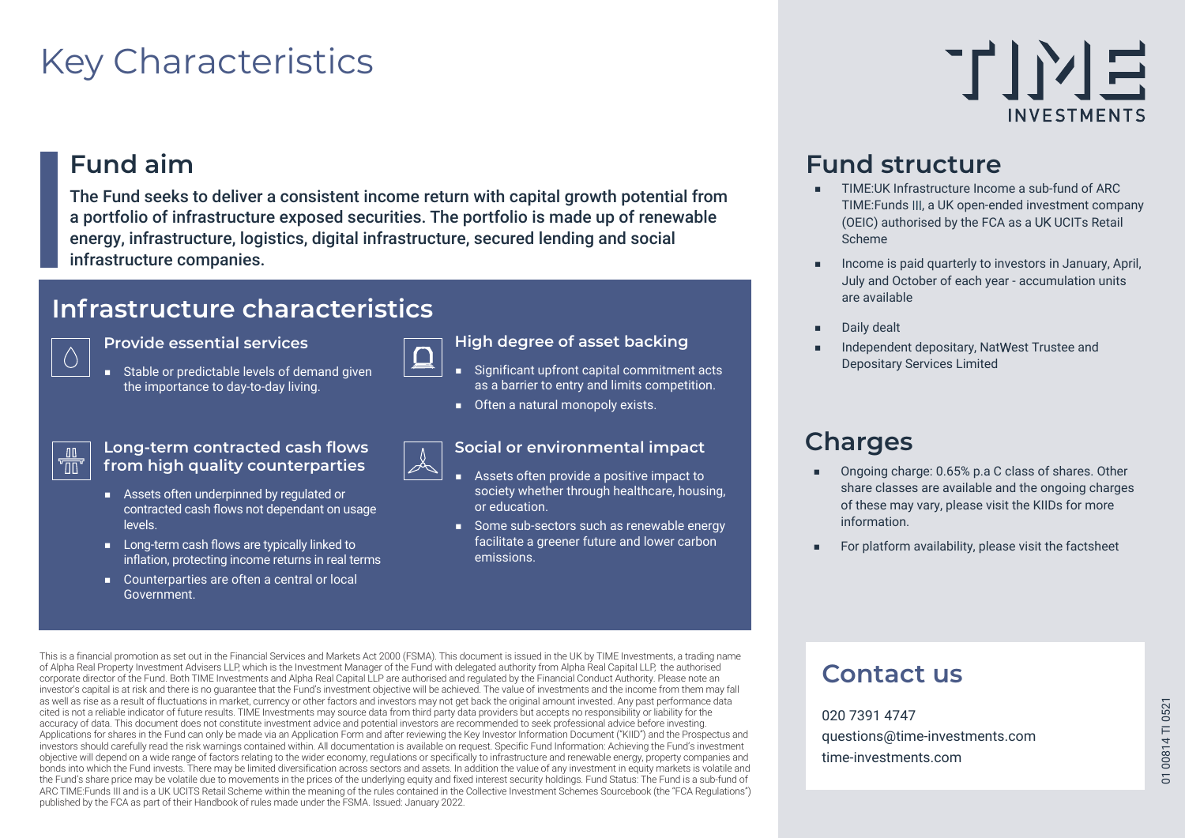# Key Characteristics

TIME INVESTMENTS

## Fund aim

**The Fund seeks to deliver a consistent income return with capital growth potential from a portfolio of infrastructure exposed securities. The portfolio is made up of renewable energy, infrastructure, logistics, digital infrastructure, secured lending and social infrastructure companies.**

## Infrastructure characteristics

### Provide essential services

- Stable or predictable levels of demand given the importance to day-to-day living.

### High degree of asset backing

- Significant upfront capital commitment acts as a barrier to entry and limits competition.
- Often a natural monopoly exists.

### Long-term contracted cash flows from high quality counterparties

- Assets often underpinned by regulated or contracted cash flows not dependant on usage levels.
- Long-term cash flows are typically linked to inflation, protecting income returns in real terms
- Counterparties are often a central or local Government.

### Social or environmental impact

- Assets often provide a positive impact to society whether through healthcare, housing, or education.
- Some sub-sectors such as renewable energy facilitate a greener future and lower carbon emissions.

## Fund structure

- TIME:UK Infrastructure Income a sub-fund of ARC TIME:Funds III, a UK open-ended investment company (OEIC) authorised by the FCA as a UK UCITs Retail Scheme
- Income is paid quarterly to investors in January, April, July and October of each year - accumulation units are available
- Daily dealt
- Independent depositary, NatWest Trustee and Depositary Services Limited

## Charges

- Ongoing charge: 0.65% p.a C class of shares. Other share classes are available and the ongoing charges of these may vary, please visit the KIIDs for more information.
- For platform availability, please visit the factsheet

## Contact us

020 7391 4747
questions@time-investments.com
time-investments.com

This is a financial promotion as set out in the Financial Services and Markets Act 2000 (FSMA). This document is issued in the UK by TIME Investments, a trading name of Alpha Real Property Investment Advisers LLP, which is the Investment Manager of the Fund with delegated authority from Alpha Real Capital LLP, the authorised corporate director of the Fund. Both TIME Investments and Alpha Real Capital LLP are authorised and regulated by the Financial Conduct Authority. Please note an investor's capital is at risk and there is no guarantee that the Fund's investment objective will be achieved. The value of investments and the income from them may fall as well as rise as a result of fluctuations in market, currency or other factors and investors may not get back the original amount invested. Any past performance data cited is not a reliable indicator of future results. TIME Investments may source data from third party data providers but accepts no responsibility or liability for the accuracy of data. This document does not constitute investment advice and potential investors are recommended to seek professional advice before investing. Applications for shares in the Fund can only be made via an Application Form and after reviewing the Key Investor Information Document ("KIID") and the Prospectus and investors should carefully read the risk warnings contained within. All documentation is available on request. Specific Fund Information: Achieving the Fund's investment objective will depend on a wide range of factors relating to the wider economy, regulations or specifically to infrastructure and renewable energy, property companies and bonds into which the Fund invests. There may be limited diversification across sectors and assets. In addition the value of any investment in equity markets is volatile and the Fund's share price may be volatile due to movements in the prices of the underlying equity and fixed interest security holdings. Fund Status: The Fund is a sub-fund of ARC TIME:Funds III and is a UK UCITS Retail Scheme within the meaning of the rules contained in the Collective Investment Schemes Sourcebook (the "FCA Regulations") published by the FCA as part of their Handbook of rules made under the FSMA. Issued: January 2022.

01 00814 TI 0521